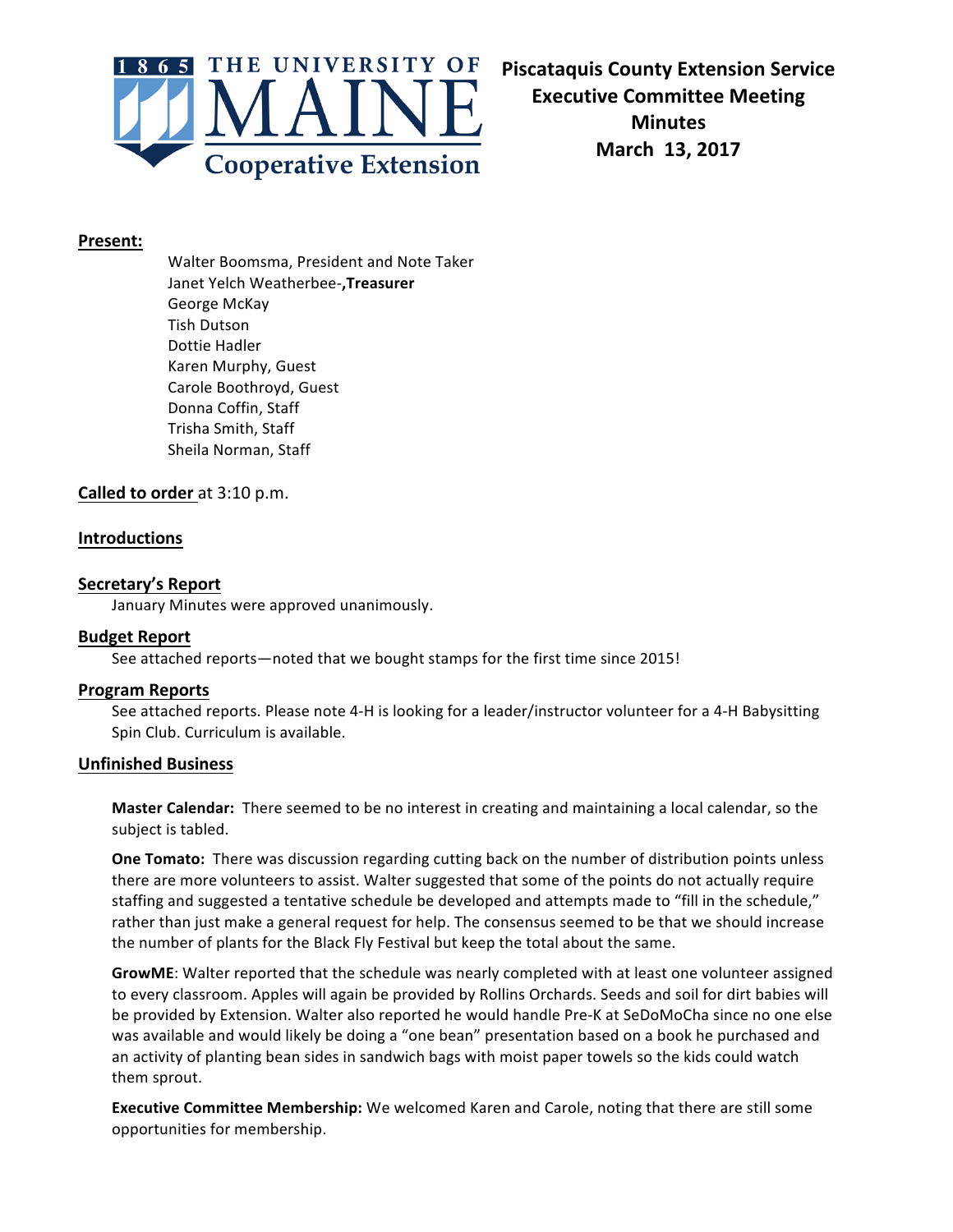# Piscataquis County Extension Service Executive Committee Meeting Minutes March 13, 2017

**Present:**

Walter Boomsma, President and Note Taker
Janet Yelch Weatherbee-**,Treasurer**
George McKay
Tish Dutson
Dottie Hadler
Karen Murphy, Guest
Carole Boothroyd, Guest
Donna Coffin, Staff
Trisha Smith, Staff
Sheila Norman, Staff

**Called to order** at 3:10 p.m.

**Introductions**

**Secretary's Report**

January Minutes were approved unanimously.

**Budget Report**

See attached reports—noted that we bought stamps for the first time since 2015!

**Program Reports**

See attached reports. Please note 4-H is looking for a leader/instructor volunteer for a 4-H Babysitting Spin Club. Curriculum is available.

**Unfinished Business**

**Master Calendar:** There seemed to be no interest in creating and maintaining a local calendar, so the subject is tabled.

**One Tomato:** There was discussion regarding cutting back on the number of distribution points unless there are more volunteers to assist. Walter suggested that some of the points do not actually require staffing and suggested a tentative schedule be developed and attempts made to "fill in the schedule," rather than just make a general request for help. The consensus seemed to be that we should increase the number of plants for the Black Fly Festival but keep the total about the same.

**GrowME**: Walter reported that the schedule was nearly completed with at least one volunteer assigned to every classroom. Apples will again be provided by Rollins Orchards. Seeds and soil for dirt babies will be provided by Extension. Walter also reported he would handle Pre-K at SeDoMoCha since no one else was available and would likely be doing a "one bean" presentation based on a book he purchased and an activity of planting bean sides in sandwich bags with moist paper towels so the kids could watch them sprout.

**Executive Committee Membership:** We welcomed Karen and Carole, noting that there are still some opportunities for membership.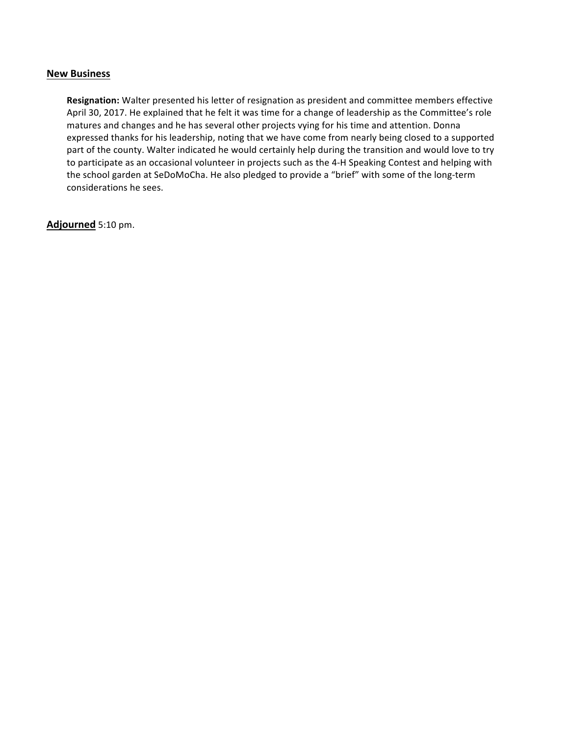## New Business

**Resignation:** Walter presented his letter of resignation as president and committee members effective April 30, 2017. He explained that he felt it was time for a change of leadership as the Committee's role matures and changes and he has several other projects vying for his time and attention. Donna expressed thanks for his leadership, noting that we have come from nearly being closed to a supported part of the county. Walter indicated he would certainly help during the transition and would love to try to participate as an occasional volunteer in projects such as the 4-H Speaking Contest and helping with the school garden at SeDoMoCha. He also pledged to provide a "brief" with some of the long-term considerations he sees.

**Adjourned** 5:10 pm.